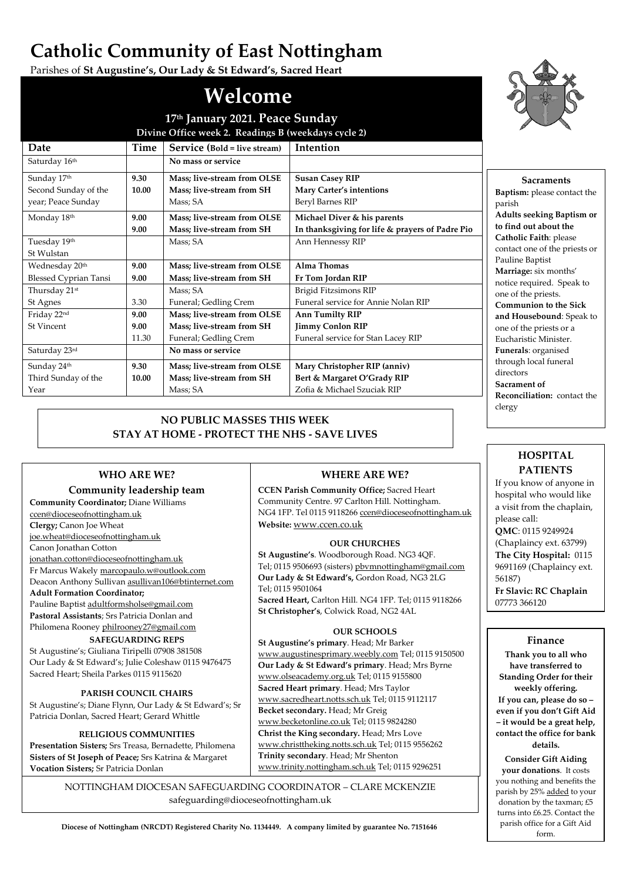# Catholic Community of East Nottingham

Parishes of **St Augustine's, Our Lady & St Edward's, Sacred Heart**

## Welcome

### 17th January 2021. Peace Sunday

**Divine Office week 2. Readings B (weekdays cycle 2)**

| Date | Time | Service (Bold = live stream) | Intention |
|---|---|---|---|
| Saturday 16th | | **No mass or service** | |
| Sunday 17th<br>Second Sunday of the year; Peace Sunday | **9.30**<br>**10.00** | **Mass; live-stream from OLSE**<br>**Mass; live-stream from SH**<br>Mass; SA | **Susan Casey RIP**<br>**Mary Carter's intentions**<br>Beryl Barnes RIP |
| Monday 18th | **9.00**<br>**9.00** | **Mass; live-stream from OLSE**<br>**Mass; live-stream from SH** | **Michael Diver & his parents**<br>**In thanksgiving for life & prayers of Padre Pio** |
| Tuesday 19th<br>St Wulstan | | Mass; SA | Ann Hennessy RIP |
| Wednesday 20th<br>Blessed Cyprian Tansi | **9.00**<br>**9.00** | **Mass; live-stream from OLSE**<br>**Mass; live-stream from SH** | **Alma Thomas**<br>**Fr Tom Jordan RIP** |
| Thursday 21st<br>St Agnes | <br>3.30 | Mass; SA<br>Funeral; Gedling Crem | Brigid Fitzsimons RIP<br>Funeral service for Annie Nolan RIP |
| Friday 22nd<br>St Vincent | **9.00**<br>**9.00**<br>11.30 | **Mass; live-stream from OLSE**<br>**Mass; live-stream from SH**<br>Funeral; Gedling Crem | **Ann Tumilty RIP**<br>**Jimmy Conlon RIP**<br>Funeral service for Stan Lacey RIP |
| Saturday 23rd | | **No mass or service** | |
| Sunday 24th<br>Third Sunday of the Year | **9.30**<br>**10.00** | **Mass; live-stream from OLSE**<br>**Mass; live-stream from SH**<br>Mass; SA | **Mary Christopher RIP (anniv)**<br>**Bert & Margaret O'Grady RIP**<br>Zofia & Michael Szuciak RIP |

**NO PUBLIC MASSES THIS WEEK**
**STAY AT HOME - PROTECT THE NHS - SAVE LIVES**

### Sacraments

**Baptism:** please contact the parish

**Adults seeking Baptism or to find out about the Catholic Faith**: please contact one of the priests or Pauline Baptist

**Marriage:** six months' notice required. Speak to one of the priests.

**Communion to the Sick and Housebound**: Speak to one of the priests or a Eucharistic Minister.

**Funerals**: organised through local funeral directors

**Sacrament of Reconciliation:** contact the clergy

### WHO ARE WE?

**Community leadership team**

**Community Coordinator;** Diane Williams ccen@dioceseofnottingham.uk

**Clergy;** Canon Joe Wheat joe.wheat@dioceseofnottingham.uk

Canon Jonathan Cotton jonathan.cotton@dioceseofnottingham.uk

Fr Marcus Wakely marcopaulo.w@outlook.com

Deacon Anthony Sullivan asullivan106@btinternet.com

**Adult Formation Coordinator;**

Pauline Baptist adultformsholse@gmail.com

**Pastoral Assistants**; Srs Patricia Donlan and Philomena Rooney philrooney27@gmail.com

**SAFEGUARDING REPS**

St Augustine's; Giuliana Tiripelli 07908 381508

Our Lady & St Edward's; Julie Coleshaw 0115 9476475

Sacred Heart; Sheila Parkes 0115 9115620

**PARISH COUNCIL CHAIRS**

St Augustine's; Diane Flynn, Our Lady & St Edward's; Sr Patricia Donlan, Sacred Heart; Gerard Whittle

**RELIGIOUS COMMUNITIES**

**Presentation Sisters;** Srs Treasa, Bernadette, Philomena

**Sisters of St Joseph of Peace;** Srs Katrina & Margaret

**Vocation Sisters;** Sr Patricia Donlan

### WHERE ARE WE?

**CCEN Parish Community Office;** Sacred Heart Community Centre. 97 Carlton Hill. Nottingham. NG4 1FP. Tel 0115 9118266 ccen@dioceseofnottingham.uk

**Website:** www.ccen.co.uk

**OUR CHURCHES**

**St Augustine's**. Woodborough Road. NG3 4QF. Tel; 0115 9506693 (sisters) pbvmnottingham@gmail.com

**Our Lady & St Edward's,** Gordon Road, NG3 2LG Tel; 0115 9501064

**Sacred Heart,** Carlton Hill. NG4 1FP. Tel; 0115 9118266

**St Christopher's**, Colwick Road, NG2 4AL

**OUR SCHOOLS**

**St Augustine's primary**. Head; Mr Barker www.augustinesprimary.weebly.com Tel; 0115 9150500

**Our Lady & St Edward's primary**. Head; Mrs Byrne www.olseacademy.org.uk Tel; 0115 9155800

**Sacred Heart primary**. Head; Mrs Taylor www.sacredheart.notts.sch.uk Tel; 0115 9112117

**Becket secondary.** Head; Mr Greig www.becketonline.co.uk Tel; 0115 9824280

**Christ the King secondary.** Head; Mrs Love www.christtheking.notts.sch.uk Tel; 0115 9556262

**Trinity secondary**. Head; Mr Shenton www.trinity.nottingham.sch.uk Tel; 0115 9296251

NOTTINGHAM DIOCESAN SAFEGUARDING COORDINATOR – CLARE MCKENZIE
safeguarding@dioceseofnottingham.uk

### HOSPITAL PATIENTS

If you know of anyone in hospital who would like a visit from the chaplain, please call:

**QMC**: 0115 9249924 (Chaplaincy ext. 63799)

**The City Hospital:** 0115 9691169 (Chaplaincy ext. 56187)

**Fr Slavic: RC Chaplain** 07773 366120

### Finance

**Thank you to all who have transferred to Standing Order for their weekly offering.**

**If you can, please do so – even if you don't Gift Aid – it would be a great help, contact the office for bank details.**

**Consider Gift Aiding your donations**. It costs you nothing and benefits the parish by 25% added to your donation by the taxman; £5 turns into £6.25. Contact the parish office for a Gift Aid form.

**Diocese of Nottingham (NRCDT) Registered Charity No. 1134449. A company limited by guarantee No. 7151646**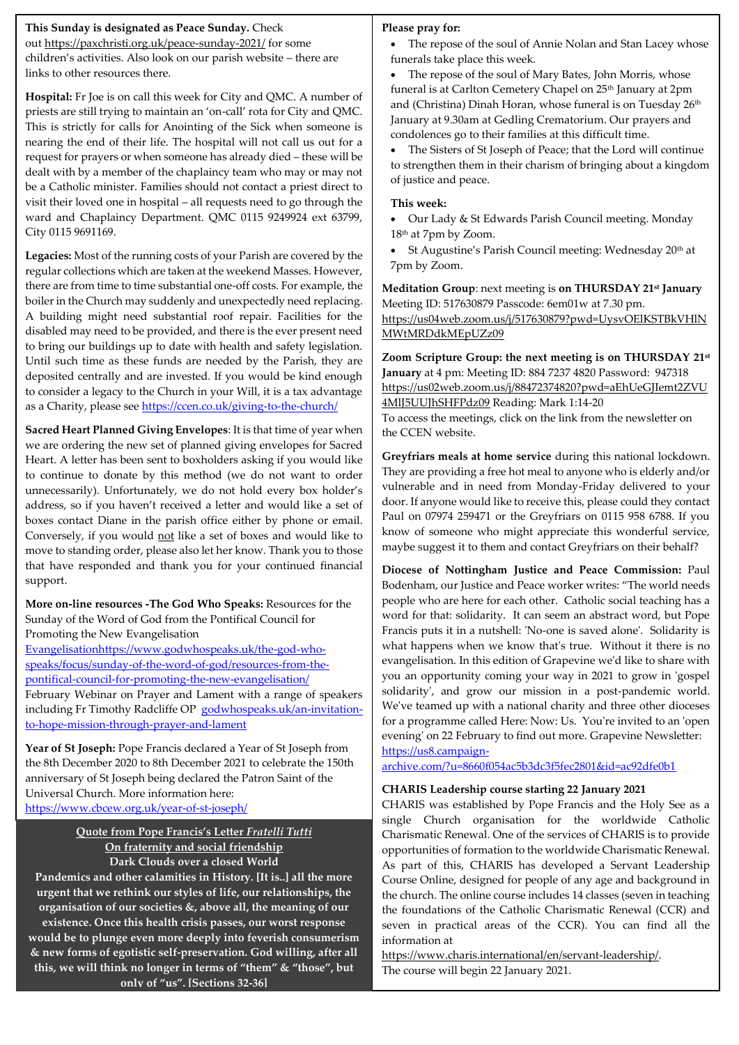**This Sunday is designated as Peace Sunday.** Check out https://paxchristi.org.uk/peace-sunday-2021/ for some children's activities. Also look on our parish website – there are links to other resources there.

**Hospital:** Fr Joe is on call this week for City and QMC. A number of priests are still trying to maintain an 'on-call' rota for City and QMC. This is strictly for calls for Anointing of the Sick when someone is nearing the end of their life. The hospital will not call us out for a request for prayers or when someone has already died – these will be dealt with by a member of the chaplaincy team who may or may not be a Catholic minister. Families should not contact a priest direct to visit their loved one in hospital – all requests need to go through the ward and Chaplaincy Department. QMC 0115 9249924 ext 63799, City 0115 9691169.

**Legacies:** Most of the running costs of your Parish are covered by the regular collections which are taken at the weekend Masses. However, there are from time to time substantial one-off costs. For example, the boiler in the Church may suddenly and unexpectedly need replacing. A building might need substantial roof repair. Facilities for the disabled may need to be provided, and there is the ever present need to bring our buildings up to date with health and safety legislation. Until such time as these funds are needed by the Parish, they are deposited centrally and are invested. If you would be kind enough to consider a legacy to the Church in your Will, it is a tax advantage as a Charity, please see https://ccen.co.uk/giving-to-the-church/

**Sacred Heart Planned Giving Envelopes**: It is that time of year when we are ordering the new set of planned giving envelopes for Sacred Heart. A letter has been sent to boxholders asking if you would like to continue to donate by this method (we do not want to order unnecessarily). Unfortunately, we do not hold every box holder's address, so if you haven't received a letter and would like a set of boxes contact Diane in the parish office either by phone or email. Conversely, if you would not like a set of boxes and would like to move to standing order, please also let her know. Thank you to those that have responded and thank you for your continued financial support.

**More on-line resources -The God Who Speaks:** Resources for the Sunday of the Word of God from the Pontifical Council for Promoting the New Evangelisation Evangelisationhttps://www.godwhospeaks.uk/the-god-who-speaks/focus/sunday-of-the-word-of-god/resources-from-the-pontifical-council-for-promoting-the-new-evangelisation/
February Webinar on Prayer and Lament with a range of speakers including Fr Timothy Radcliffe OP godwhospeaks.uk/an-invitation-to-hope-mission-through-prayer-and-lament

**Year of St Joseph:** Pope Francis declared a Year of St Joseph from the 8th December 2020 to 8th December 2021 to celebrate the 150th anniversary of St Joseph being declared the Patron Saint of the Universal Church. More information here: https://www.cbcew.org.uk/year-of-st-joseph/

**Quote from Pope Francis's Letter *Fratelli Tutti***
**On fraternity and social friendship**
**Dark Clouds over a closed World**
**Pandemics and other calamities in History. [It is..] all the more urgent that we rethink our styles of life, our relationships, the organisation of our societies &, above all, the meaning of our existence. Once this health crisis passes, our worst response would be to plunge even more deeply into feverish consumerism & new forms of egotistic self-preservation. God willing, after all this, we will think no longer in terms of "them" & "those", but only of "us". [Sections 32-36]**

**Please pray for:**

- The repose of the soul of Annie Nolan and Stan Lacey whose funerals take place this week.
- The repose of the soul of Mary Bates, John Morris, whose funeral is at Carlton Cemetery Chapel on 25th January at 2pm and (Christina) Dinah Horan, whose funeral is on Tuesday 26th January at 9.30am at Gedling Crematorium. Our prayers and condolences go to their families at this difficult time.
- The Sisters of St Joseph of Peace; that the Lord will continue to strengthen them in their charism of bringing about a kingdom of justice and peace.

**This week:**

- Our Lady & St Edwards Parish Council meeting. Monday 18th at 7pm by Zoom.
- St Augustine's Parish Council meeting: Wednesday 20th at 7pm by Zoom.

**Meditation Group**: next meeting is **on THURSDAY 21st January** Meeting ID: 517630879 Passcode: 6em01w at 7.30 pm. https://us04web.zoom.us/j/517630879?pwd=UysvOElKSTBkVHlNMWtMRDdkMEpUZz09

**Zoom Scripture Group: the next meeting is on THURSDAY 21st January** at 4 pm: Meeting ID: 884 7237 4820 Password: 947318 https://us02web.zoom.us/j/88472374820?pwd=aEhUeGJIemt2ZVU4MlJ5UUJhSHFPdz09 Reading: Mark 1:14-20
To access the meetings, click on the link from the newsletter on the CCEN website.

**Greyfriars meals at home service** during this national lockdown. They are providing a free hot meal to anyone who is elderly and/or vulnerable and in need from Monday-Friday delivered to your door. If anyone would like to receive this, please could they contact Paul on 07974 259471 or the Greyfriars on 0115 958 6788. If you know of someone who might appreciate this wonderful service, maybe suggest it to them and contact Greyfriars on their behalf?

**Diocese of Nottingham Justice and Peace Commission:** Paul Bodenham, our Justice and Peace worker writes: "The world needs people who are here for each other. Catholic social teaching has a word for that: solidarity. It can seem an abstract word, but Pope Francis puts it in a nutshell: 'No-one is saved alone'. Solidarity is what happens when we know that's true. Without it there is no evangelisation. In this edition of Grapevine we'd like to share with you an opportunity coming your way in 2021 to grow in 'gospel solidarity', and grow our mission in a post-pandemic world. We've teamed up with a national charity and three other dioceses for a programme called Here: Now: Us. You're invited to an 'open evening' on 22 February to find out more. Grapevine Newsletter: https://us8.campaign-archive.com/?u=8660f054ac5b3dc3f5fec2801&id=ac92dfe0b1

**CHARIS Leadership course starting 22 January 2021**
CHARIS was established by Pope Francis and the Holy See as a single Church organisation for the worldwide Catholic Charismatic Renewal. One of the services of CHARIS is to provide opportunities of formation to the worldwide Charismatic Renewal. As part of this, CHARIS has developed a Servant Leadership Course Online, designed for people of any age and background in the church. The online course includes 14 classes (seven in teaching the foundations of the Catholic Charismatic Renewal (CCR) and seven in practical areas of the CCR). You can find all the information at
https://www.charis.international/en/servant-leadership/.
The course will begin 22 January 2021.